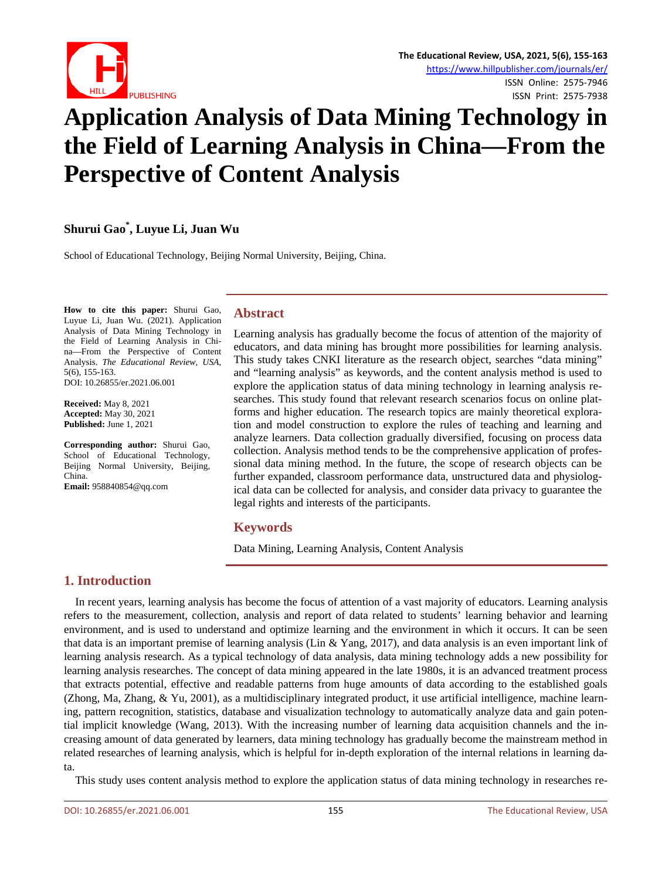# Application Analysis of Data Mining Technology in the Field of Learning Analysis in China—From the Perspective of Content Analysis

**Shurui Gao*, Luyue Li, Juan Wu**

School of Educational Technology, Beijing Normal University, Beijing, China.

**How to cite this paper:** Shurui Gao, Luyue Li, Juan Wu. (2021). Application Analysis of Data Mining Technology in the Field of Learning Analysis in China—From the Perspective of Content Analysis. *The Educational Review, USA*, 5(6), 155-163.
DOI: 10.26855/er.2021.06.001

**Received:** May 8, 2021
**Accepted:** May 30, 2021
**Published:** June 1, 2021

**Corresponding author:** Shurui Gao, School of Educational Technology, Beijing Normal University, Beijing, China.
**Email:** 958840854@qq.com

## Abstract

Learning analysis has gradually become the focus of attention of the majority of educators, and data mining has brought more possibilities for learning analysis. This study takes CNKI literature as the research object, searches "data mining" and "learning analysis" as keywords, and the content analysis method is used to explore the application status of data mining technology in learning analysis researches. This study found that relevant research scenarios focus on online platforms and higher education. The research topics are mainly theoretical exploration and model construction to explore the rules of teaching and learning and analyze learners. Data collection gradually diversified, focusing on process data collection. Analysis method tends to be the comprehensive application of professional data mining method. In the future, the scope of research objects can be further expanded, classroom performance data, unstructured data and physiological data can be collected for analysis, and consider data privacy to guarantee the legal rights and interests of the participants.

## Keywords

Data Mining, Learning Analysis, Content Analysis

## 1. Introduction

In recent years, learning analysis has become the focus of attention of a vast majority of educators. Learning analysis refers to the measurement, collection, analysis and report of data related to students' learning behavior and learning environment, and is used to understand and optimize learning and the environment in which it occurs. It can be seen that data is an important premise of learning analysis (Lin & Yang, 2017), and data analysis is an even important link of learning analysis research. As a typical technology of data analysis, data mining technology adds a new possibility for learning analysis researches. The concept of data mining appeared in the late 1980s, it is an advanced treatment process that extracts potential, effective and readable patterns from huge amounts of data according to the established goals (Zhong, Ma, Zhang, & Yu, 2001), as a multidisciplinary integrated product, it use artificial intelligence, machine learning, pattern recognition, statistics, database and visualization technology to automatically analyze data and gain potential implicit knowledge (Wang, 2013). With the increasing number of learning data acquisition channels and the increasing amount of data generated by learners, data mining technology has gradually become the mainstream method in related researches of learning analysis, which is helpful for in-depth exploration of the internal relations in learning data.

This study uses content analysis method to explore the application status of data mining technology in researches re-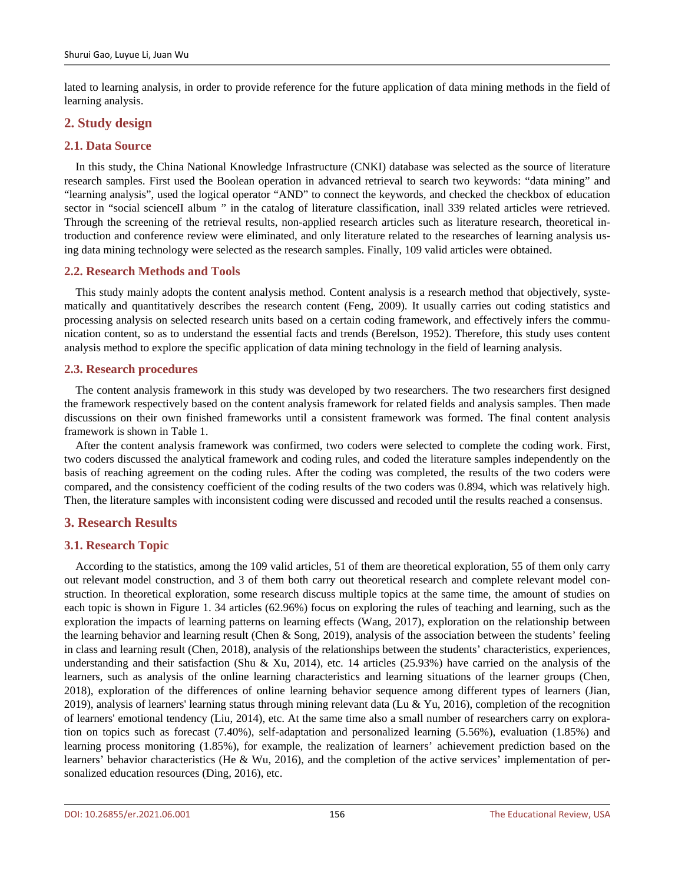lated to learning analysis, in order to provide reference for the future application of data mining methods in the field of learning analysis.

## 2. Study design

### 2.1. Data Source

In this study, the China National Knowledge Infrastructure (CNKI) database was selected as the source of literature research samples. First used the Boolean operation in advanced retrieval to search two keywords: "data mining" and "learning analysis", used the logical operator "AND" to connect the keywords, and checked the checkbox of education sector in "social scienceII album " in the catalog of literature classification, inall 339 related articles were retrieved. Through the screening of the retrieval results, non-applied research articles such as literature research, theoretical introduction and conference review were eliminated, and only literature related to the researches of learning analysis using data mining technology were selected as the research samples. Finally, 109 valid articles were obtained.

### 2.2. Research Methods and Tools

This study mainly adopts the content analysis method. Content analysis is a research method that objectively, systematically and quantitatively describes the research content (Feng, 2009). It usually carries out coding statistics and processing analysis on selected research units based on a certain coding framework, and effectively infers the communication content, so as to understand the essential facts and trends (Berelson, 1952). Therefore, this study uses content analysis method to explore the specific application of data mining technology in the field of learning analysis.

### 2.3. Research procedures

The content analysis framework in this study was developed by two researchers. The two researchers first designed the framework respectively based on the content analysis framework for related fields and analysis samples. Then made discussions on their own finished frameworks until a consistent framework was formed. The final content analysis framework is shown in Table 1.

After the content analysis framework was confirmed, two coders were selected to complete the coding work. First, two coders discussed the analytical framework and coding rules, and coded the literature samples independently on the basis of reaching agreement on the coding rules. After the coding was completed, the results of the two coders were compared, and the consistency coefficient of the coding results of the two coders was 0.894, which was relatively high. Then, the literature samples with inconsistent coding were discussed and recoded until the results reached a consensus.

## 3. Research Results

### 3.1. Research Topic

According to the statistics, among the 109 valid articles, 51 of them are theoretical exploration, 55 of them only carry out relevant model construction, and 3 of them both carry out theoretical research and complete relevant model construction. In theoretical exploration, some research discuss multiple topics at the same time, the amount of studies on each topic is shown in Figure 1. 34 articles (62.96%) focus on exploring the rules of teaching and learning, such as the exploration the impacts of learning patterns on learning effects (Wang, 2017), exploration on the relationship between the learning behavior and learning result (Chen & Song, 2019), analysis of the association between the students' feeling in class and learning result (Chen, 2018), analysis of the relationships between the students' characteristics, experiences, understanding and their satisfaction (Shu & Xu, 2014), etc. 14 articles (25.93%) have carried on the analysis of the learners, such as analysis of the online learning characteristics and learning situations of the learner groups (Chen, 2018), exploration of the differences of online learning behavior sequence among different types of learners (Jian, 2019), analysis of learners' learning status through mining relevant data (Lu & Yu, 2016), completion of the recognition of learners' emotional tendency (Liu, 2014), etc. At the same time also a small number of researchers carry on exploration on topics such as forecast (7.40%), self-adaptation and personalized learning (5.56%), evaluation (1.85%) and learning process monitoring (1.85%), for example, the realization of learners' achievement prediction based on the learners' behavior characteristics (He & Wu, 2016), and the completion of the active services' implementation of personalized education resources (Ding, 2016), etc.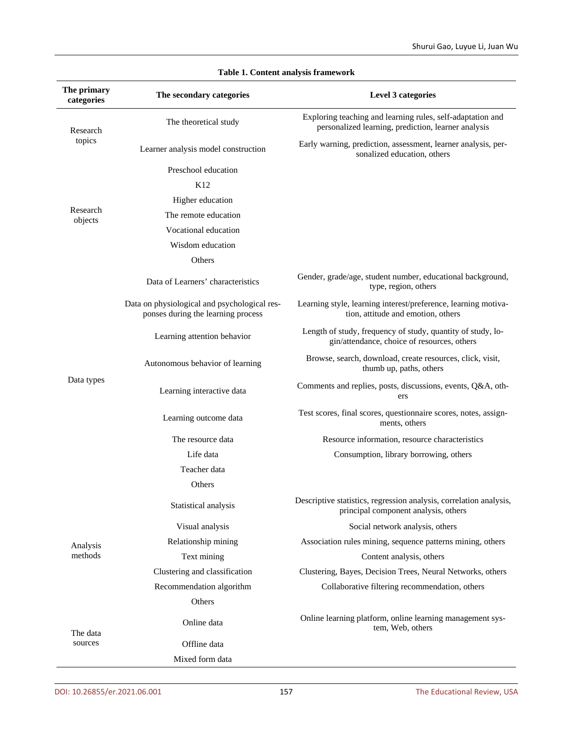**Table 1. Content analysis framework**

| The primary categories | The secondary categories | Level 3 categories |
|---|---|---|
| Research topics | The theoretical study | Exploring teaching and learning rules, self-adaptation and personalized learning, prediction, learner analysis |
| | Learner analysis model construction | Early warning, prediction, assessment, learner analysis, personalized education, others |
| Research objects | Preschool education | |
| | K12 | |
| | Higher education | |
| | The remote education | |
| | Vocational education | |
| | Wisdom education | |
| | Others | |
| Data types | Data of Learners' characteristics | Gender, grade/age, student number, educational background, type, region, others |
| | Data on physiological and psychological responses during the learning process | Learning style, learning interest/preference, learning motivation, attitude and emotion, others |
| | Learning attention behavior | Length of study, frequency of study, quantity of study, login/attendance, choice of resources, others |
| | Autonomous behavior of learning | Browse, search, download, create resources, click, visit, thumb up, paths, others |
| | Learning interactive data | Comments and replies, posts, discussions, events, Q&A, others |
| | Learning outcome data | Test scores, final scores, questionnaire scores, notes, assignments, others |
| | The resource data | Resource information, resource characteristics |
| | Life data | Consumption, library borrowing, others |
| | Teacher data | |
| | Others | |
| Analysis methods | Statistical analysis | Descriptive statistics, regression analysis, correlation analysis, principal component analysis, others |
| | Visual analysis | Social network analysis, others |
| | Relationship mining | Association rules mining, sequence patterns mining, others |
| | Text mining | Content analysis, others |
| | Clustering and classification | Clustering, Bayes, Decision Trees, Neural Networks, others |
| | Recommendation algorithm | Collaborative filtering recommendation, others |
| | Others | |
| The data sources | Online data | Online learning platform, online learning management system, Web, others |
| | Offline data | |
| | Mixed form data | |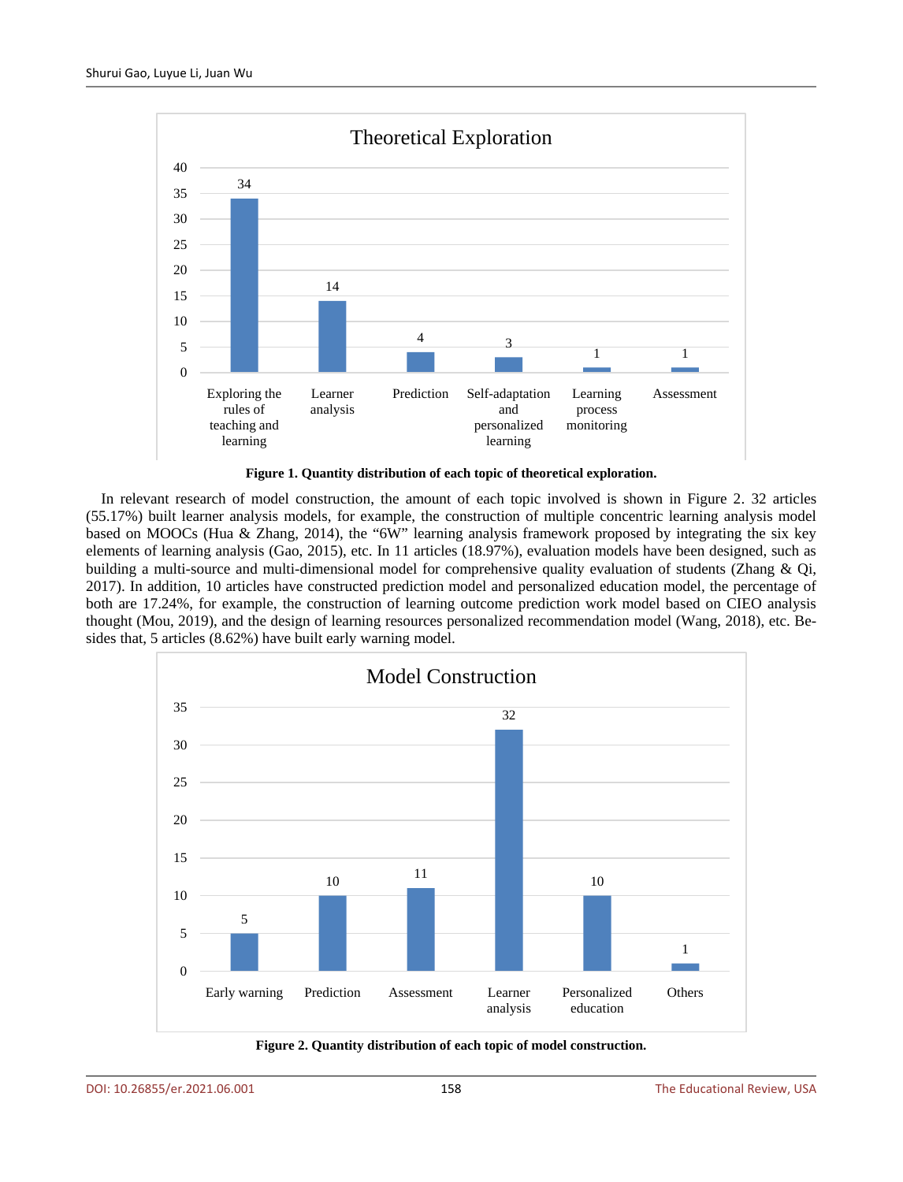Theoretical Exploration

40
35
30
25
20
15
10
5
0

34
14
4
3
1
1

Exploring the rules of teaching and learning
Learner analysis
Prediction
Self-adaptation and personalized learning
Learning process monitoring
Assessment

**Figure 1. Quantity distribution of each topic of theoretical exploration.**

In relevant research of model construction, the amount of each topic involved is shown in Figure 2. 32 articles (55.17%) built learner analysis models, for example, the construction of multiple concentric learning analysis model based on MOOCs (Hua & Zhang, 2014), the "6W" learning analysis framework proposed by integrating the six key elements of learning analysis (Gao, 2015), etc. In 11 articles (18.97%), evaluation models have been designed, such as building a multi-source and multi-dimensional model for comprehensive quality evaluation of students (Zhang & Qi, 2017). In addition, 10 articles have constructed prediction model and personalized education model, the percentage of both are 17.24%, for example, the construction of learning outcome prediction work model based on CIEO analysis thought (Mou, 2019), and the design of learning resources personalized recommendation model (Wang, 2018), etc. Besides that, 5 articles (8.62%) have built early warning model.

Model Construction

35
30
25
20
15
10
5
0

5
10
11
32
10
1

Early warning
Prediction
Assessment
Learner analysis
Personalized education
Others

**Figure 2. Quantity distribution of each topic of model construction.**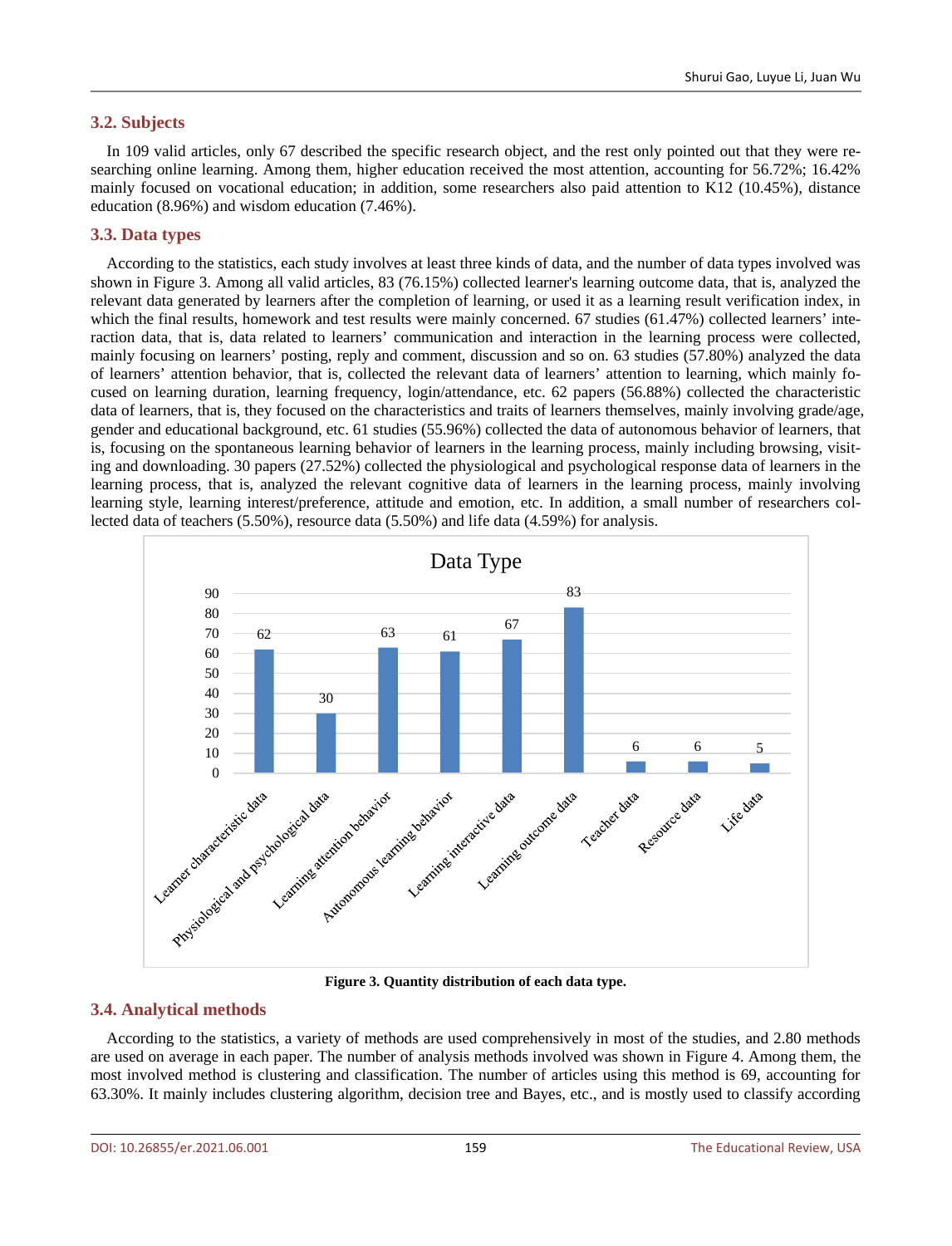### 3.2. Subjects

In 109 valid articles, only 67 described the specific research object, and the rest only pointed out that they were researching online learning. Among them, higher education received the most attention, accounting for 56.72%; 16.42% mainly focused on vocational education; in addition, some researchers also paid attention to K12 (10.45%), distance education (8.96%) and wisdom education (7.46%).

### 3.3. Data types

According to the statistics, each study involves at least three kinds of data, and the number of data types involved was shown in Figure 3. Among all valid articles, 83 (76.15%) collected learner's learning outcome data, that is, analyzed the relevant data generated by learners after the completion of learning, or used it as a learning result verification index, in which the final results, homework and test results were mainly concerned. 67 studies (61.47%) collected learners' interaction data, that is, data related to learners' communication and interaction in the learning process were collected, mainly focusing on learners' posting, reply and comment, discussion and so on. 63 studies (57.80%) analyzed the data of learners' attention behavior, that is, collected the relevant data of learners' attention to learning, which mainly focused on learning duration, learning frequency, login/attendance, etc. 62 papers (56.88%) collected the characteristic data of learners, that is, they focused on the characteristics and traits of learners themselves, mainly involving grade/age, gender and educational background, etc. 61 studies (55.96%) collected the data of autonomous behavior of learners, that is, focusing on the spontaneous learning behavior of learners in the learning process, mainly including browsing, visiting and downloading. 30 papers (27.52%) collected the physiological and psychological response data of learners in the learning process, that is, analyzed the relevant cognitive data of learners in the learning process, mainly involving learning style, learning interest/preference, attitude and emotion, etc. In addition, a small number of researchers collected data of teachers (5.50%), resource data (5.50%) and life data (4.59%) for analysis.

Data Type

90
80
70
60
50
40
30
20
10
0

62
30
63
61
67
83
6
6
5

Learner characteristic data
Physiological and psychological data
Learning attention behavior
Autonomous learning behavior
Learning interactive data
Learning outcome data
Teacher data
Resource data
Life data

**Figure 3. Quantity distribution of each data type.**

### 3.4. Analytical methods

According to the statistics, a variety of methods are used comprehensively in most of the studies, and 2.80 methods are used on average in each paper. The number of analysis methods involved was shown in Figure 4. Among them, the most involved method is clustering and classification. The number of articles using this method is 69, accounting for 63.30%. It mainly includes clustering algorithm, decision tree and Bayes, etc., and is mostly used to classify according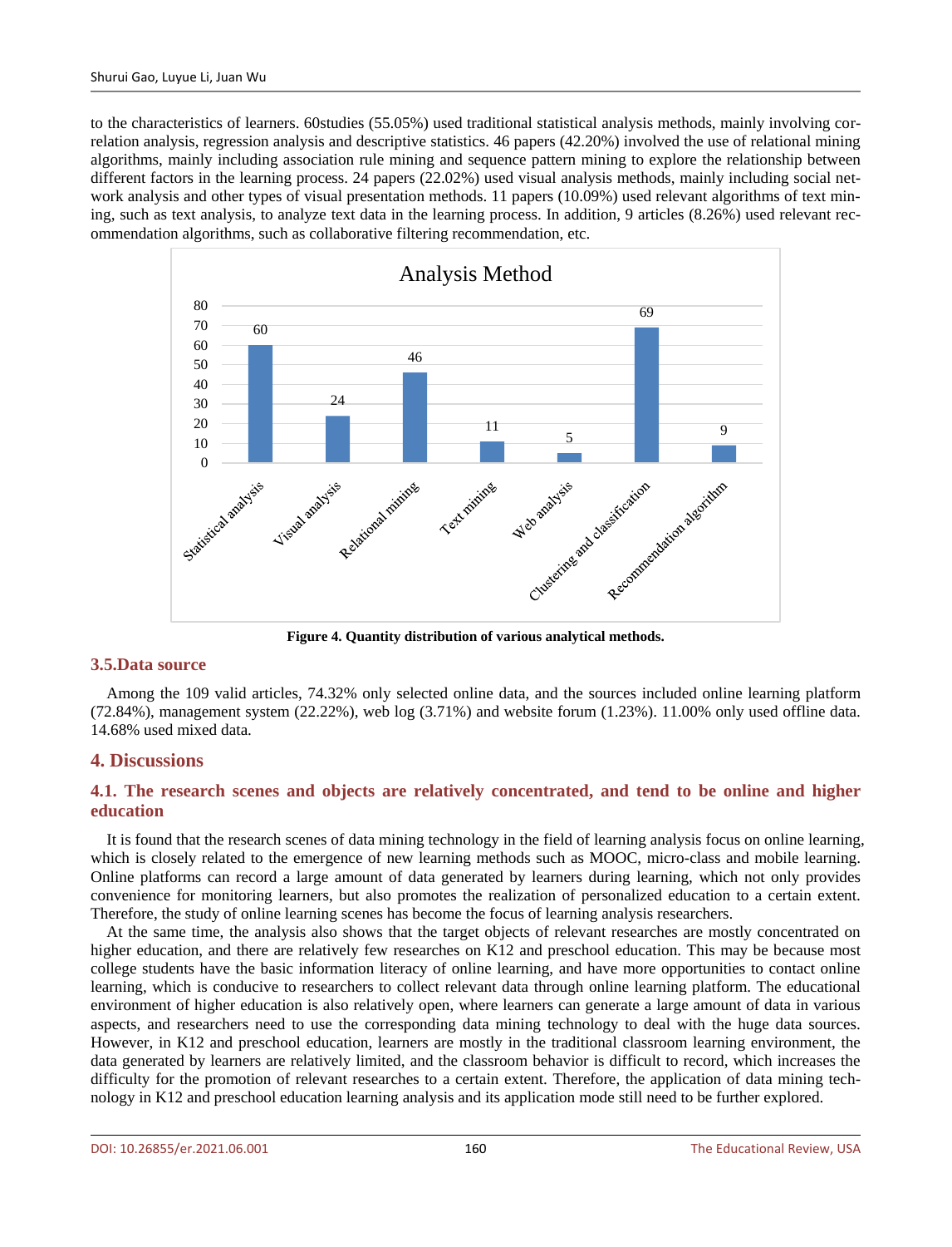to the characteristics of learners. 60studies (55.05%) used traditional statistical analysis methods, mainly involving correlation analysis, regression analysis and descriptive statistics. 46 papers (42.20%) involved the use of relational mining algorithms, mainly including association rule mining and sequence pattern mining to explore the relationship between different factors in the learning process. 24 papers (22.02%) used visual analysis methods, mainly including social network analysis and other types of visual presentation methods. 11 papers (10.09%) used relevant algorithms of text mining, such as text analysis, to analyze text data in the learning process. In addition, 9 articles (8.26%) used relevant recommendation algorithms, such as collaborative filtering recommendation, etc.

Analysis Method

80
70
60
50
40
30
20
10
0

60
24
46
11
5
69
9

Statistical analysis
Visual analysis
Relational mining
Text mining
Web analysis
Clustering and classification
Recommendation algorithm

**Figure 4. Quantity distribution of various analytical methods.**

## 3.5.Data source

Among the 109 valid articles, 74.32% only selected online data, and the sources included online learning platform (72.84%), management system (22.22%), web log (3.71%) and website forum (1.23%). 11.00% only used offline data. 14.68% used mixed data.

# 4. Discussions

## 4.1. The research scenes and objects are relatively concentrated, and tend to be online and higher education

It is found that the research scenes of data mining technology in the field of learning analysis focus on online learning, which is closely related to the emergence of new learning methods such as MOOC, micro-class and mobile learning. Online platforms can record a large amount of data generated by learners during learning, which not only provides convenience for monitoring learners, but also promotes the realization of personalized education to a certain extent. Therefore, the study of online learning scenes has become the focus of learning analysis researchers.

At the same time, the analysis also shows that the target objects of relevant researches are mostly concentrated on higher education, and there are relatively few researches on K12 and preschool education. This may be because most college students have the basic information literacy of online learning, and have more opportunities to contact online learning, which is conducive to researchers to collect relevant data through online learning platform. The educational environment of higher education is also relatively open, where learners can generate a large amount of data in various aspects, and researchers need to use the corresponding data mining technology to deal with the huge data sources. However, in K12 and preschool education, learners are mostly in the traditional classroom learning environment, the data generated by learners are relatively limited, and the classroom behavior is difficult to record, which increases the difficulty for the promotion of relevant researches to a certain extent. Therefore, the application of data mining technology in K12 and preschool education learning analysis and its application mode still need to be further explored.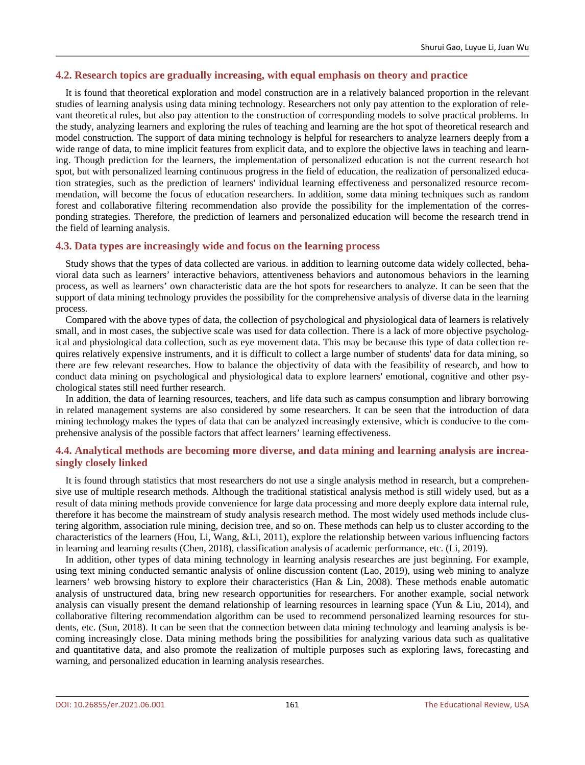### 4.2. Research topics are gradually increasing, with equal emphasis on theory and practice

It is found that theoretical exploration and model construction are in a relatively balanced proportion in the relevant studies of learning analysis using data mining technology. Researchers not only pay attention to the exploration of relevant theoretical rules, but also pay attention to the construction of corresponding models to solve practical problems. In the study, analyzing learners and exploring the rules of teaching and learning are the hot spot of theoretical research and model construction. The support of data mining technology is helpful for researchers to analyze learners deeply from a wide range of data, to mine implicit features from explicit data, and to explore the objective laws in teaching and learning. Though prediction for the learners, the implementation of personalized education is not the current research hot spot, but with personalized learning continuous progress in the field of education, the realization of personalized education strategies, such as the prediction of learners' individual learning effectiveness and personalized resource recommendation, will become the focus of education researchers. In addition, some data mining techniques such as random forest and collaborative filtering recommendation also provide the possibility for the implementation of the corresponding strategies. Therefore, the prediction of learners and personalized education will become the research trend in the field of learning analysis.

### 4.3. Data types are increasingly wide and focus on the learning process

Study shows that the types of data collected are various. in addition to learning outcome data widely collected, behavioral data such as learners' interactive behaviors, attentiveness behaviors and autonomous behaviors in the learning process, as well as learners' own characteristic data are the hot spots for researchers to analyze. It can be seen that the support of data mining technology provides the possibility for the comprehensive analysis of diverse data in the learning process.

Compared with the above types of data, the collection of psychological and physiological data of learners is relatively small, and in most cases, the subjective scale was used for data collection. There is a lack of more objective psychological and physiological data collection, such as eye movement data. This may be because this type of data collection requires relatively expensive instruments, and it is difficult to collect a large number of students' data for data mining, so there are few relevant researches. How to balance the objectivity of data with the feasibility of research, and how to conduct data mining on psychological and physiological data to explore learners' emotional, cognitive and other psychological states still need further research.

In addition, the data of learning resources, teachers, and life data such as campus consumption and library borrowing in related management systems are also considered by some researchers. It can be seen that the introduction of data mining technology makes the types of data that can be analyzed increasingly extensive, which is conducive to the comprehensive analysis of the possible factors that affect learners' learning effectiveness.

### 4.4. Analytical methods are becoming more diverse, and data mining and learning analysis are increasingly closely linked

It is found through statistics that most researchers do not use a single analysis method in research, but a comprehensive use of multiple research methods. Although the traditional statistical analysis method is still widely used, but as a result of data mining methods provide convenience for large data processing and more deeply explore data internal rule, therefore it has become the mainstream of study analysis research method. The most widely used methods include clustering algorithm, association rule mining, decision tree, and so on. These methods can help us to cluster according to the characteristics of the learners (Hou, Li, Wang, &Li, 2011), explore the relationship between various influencing factors in learning and learning results (Chen, 2018), classification analysis of academic performance, etc. (Li, 2019).

In addition, other types of data mining technology in learning analysis researches are just beginning. For example, using text mining conducted semantic analysis of online discussion content (Lao, 2019), using web mining to analyze learners' web browsing history to explore their characteristics (Han & Lin, 2008). These methods enable automatic analysis of unstructured data, bring new research opportunities for researchers. For another example, social network analysis can visually present the demand relationship of learning resources in learning space (Yun & Liu, 2014), and collaborative filtering recommendation algorithm can be used to recommend personalized learning resources for students, etc. (Sun, 2018). It can be seen that the connection between data mining technology and learning analysis is becoming increasingly close. Data mining methods bring the possibilities for analyzing various data such as qualitative and quantitative data, and also promote the realization of multiple purposes such as exploring laws, forecasting and warning, and personalized education in learning analysis researches.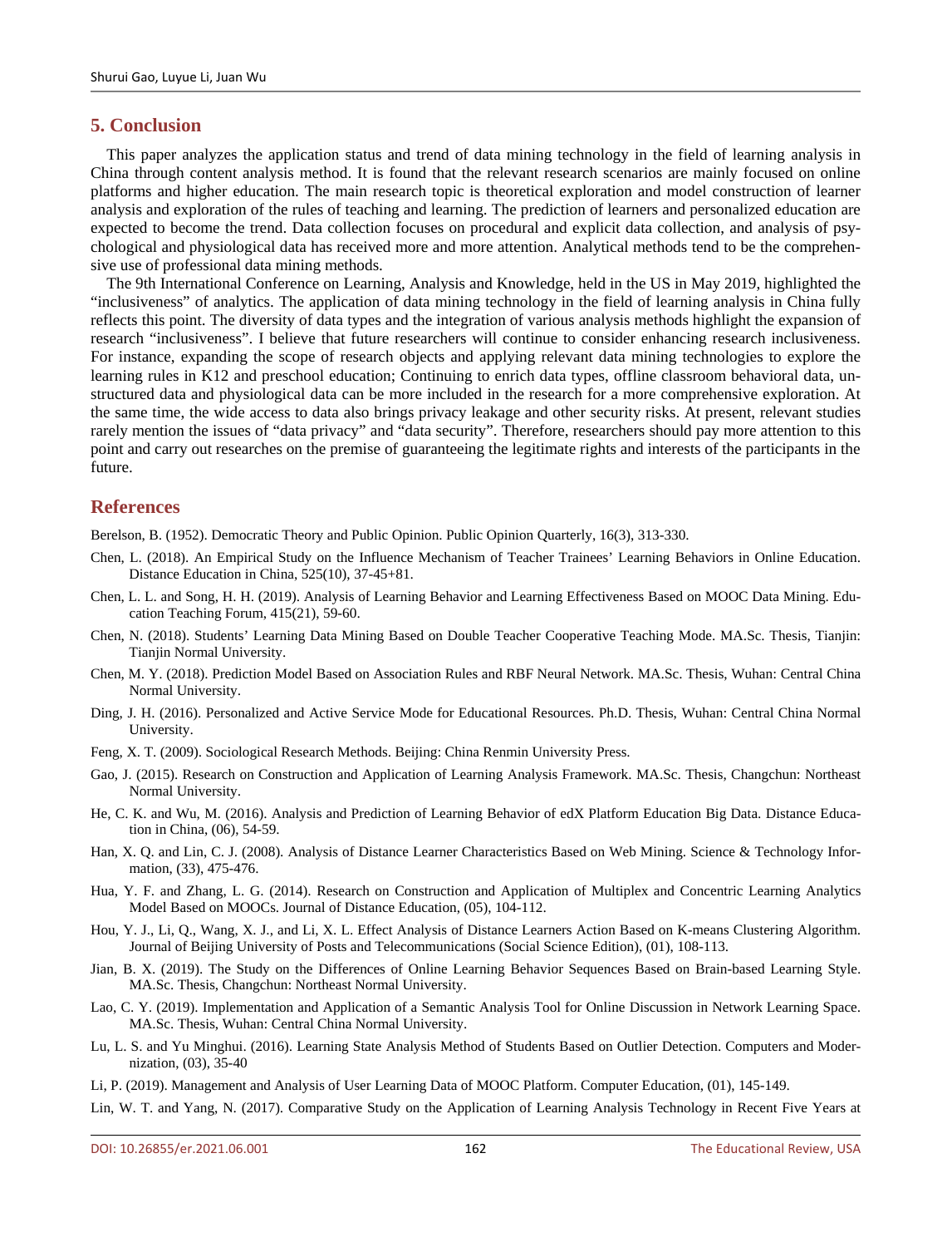## 5. Conclusion

This paper analyzes the application status and trend of data mining technology in the field of learning analysis in China through content analysis method. It is found that the relevant research scenarios are mainly focused on online platforms and higher education. The main research topic is theoretical exploration and model construction of learner analysis and exploration of the rules of teaching and learning. The prediction of learners and personalized education are expected to become the trend. Data collection focuses on procedural and explicit data collection, and analysis of psychological and physiological data has received more and more attention. Analytical methods tend to be the comprehensive use of professional data mining methods.

The 9th International Conference on Learning, Analysis and Knowledge, held in the US in May 2019, highlighted the "inclusiveness" of analytics. The application of data mining technology in the field of learning analysis in China fully reflects this point. The diversity of data types and the integration of various analysis methods highlight the expansion of research "inclusiveness". I believe that future researchers will continue to consider enhancing research inclusiveness. For instance, expanding the scope of research objects and applying relevant data mining technologies to explore the learning rules in K12 and preschool education; Continuing to enrich data types, offline classroom behavioral data, unstructured data and physiological data can be more included in the research for a more comprehensive exploration. At the same time, the wide access to data also brings privacy leakage and other security risks. At present, relevant studies rarely mention the issues of "data privacy" and "data security". Therefore, researchers should pay more attention to this point and carry out researches on the premise of guaranteeing the legitimate rights and interests of the participants in the future.

## References

Berelson, B. (1952). Democratic Theory and Public Opinion. Public Opinion Quarterly, 16(3), 313-330.

Chen, L. (2018). An Empirical Study on the Influence Mechanism of Teacher Trainees' Learning Behaviors in Online Education. Distance Education in China, 525(10), 37-45+81.

Chen, L. L. and Song, H. H. (2019). Analysis of Learning Behavior and Learning Effectiveness Based on MOOC Data Mining. Education Teaching Forum, 415(21), 59-60.

Chen, N. (2018). Students' Learning Data Mining Based on Double Teacher Cooperative Teaching Mode. MA.Sc. Thesis, Tianjin: Tianjin Normal University.

Chen, M. Y. (2018). Prediction Model Based on Association Rules and RBF Neural Network. MA.Sc. Thesis, Wuhan: Central China Normal University.

Ding, J. H. (2016). Personalized and Active Service Mode for Educational Resources. Ph.D. Thesis, Wuhan: Central China Normal University.

Feng, X. T. (2009). Sociological Research Methods. Beijing: China Renmin University Press.

Gao, J. (2015). Research on Construction and Application of Learning Analysis Framework. MA.Sc. Thesis, Changchun: Northeast Normal University.

He, C. K. and Wu, M. (2016). Analysis and Prediction of Learning Behavior of edX Platform Education Big Data. Distance Education in China, (06), 54-59.

Han, X. Q. and Lin, C. J. (2008). Analysis of Distance Learner Characteristics Based on Web Mining. Science & Technology Information, (33), 475-476.

Hua, Y. F. and Zhang, L. G. (2014). Research on Construction and Application of Multiplex and Concentric Learning Analytics Model Based on MOOCs. Journal of Distance Education, (05), 104-112.

Hou, Y. J., Li, Q., Wang, X. J., and Li, X. L. Effect Analysis of Distance Learners Action Based on K-means Clustering Algorithm. Journal of Beijing University of Posts and Telecommunications (Social Science Edition), (01), 108-113.

Jian, B. X. (2019). The Study on the Differences of Online Learning Behavior Sequences Based on Brain-based Learning Style. MA.Sc. Thesis, Changchun: Northeast Normal University.

Lao, C. Y. (2019). Implementation and Application of a Semantic Analysis Tool for Online Discussion in Network Learning Space. MA.Sc. Thesis, Wuhan: Central China Normal University.

Lu, L. S. and Yu Minghui. (2016). Learning State Analysis Method of Students Based on Outlier Detection. Computers and Modernization, (03), 35-40

Li, P. (2019). Management and Analysis of User Learning Data of MOOC Platform. Computer Education, (01), 145-149.

Lin, W. T. and Yang, N. (2017). Comparative Study on the Application of Learning Analysis Technology in Recent Five Years at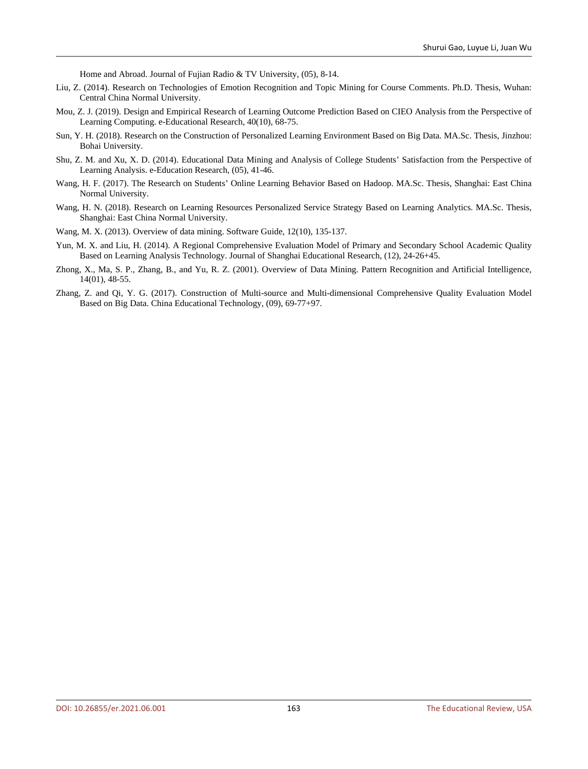Home and Abroad. Journal of Fujian Radio & TV University, (05), 8-14.

Liu, Z. (2014). Research on Technologies of Emotion Recognition and Topic Mining for Course Comments. Ph.D. Thesis, Wuhan: Central China Normal University.

Mou, Z. J. (2019). Design and Empirical Research of Learning Outcome Prediction Based on CIEO Analysis from the Perspective of Learning Computing. e-Educational Research, 40(10), 68-75.

Sun, Y. H. (2018). Research on the Construction of Personalized Learning Environment Based on Big Data. MA.Sc. Thesis, Jinzhou: Bohai University.

Shu, Z. M. and Xu, X. D. (2014). Educational Data Mining and Analysis of College Students' Satisfaction from the Perspective of Learning Analysis. e-Education Research, (05), 41-46.

Wang, H. F. (2017). The Research on Students' Online Learning Behavior Based on Hadoop. MA.Sc. Thesis, Shanghai: East China Normal University.

Wang, H. N. (2018). Research on Learning Resources Personalized Service Strategy Based on Learning Analytics. MA.Sc. Thesis, Shanghai: East China Normal University.

Wang, M. X. (2013). Overview of data mining. Software Guide, 12(10), 135-137.

Yun, M. X. and Liu, H. (2014). A Regional Comprehensive Evaluation Model of Primary and Secondary School Academic Quality Based on Learning Analysis Technology. Journal of Shanghai Educational Research, (12), 24-26+45.

Zhong, X., Ma, S. P., Zhang, B., and Yu, R. Z. (2001). Overview of Data Mining. Pattern Recognition and Artificial Intelligence, 14(01), 48-55.

Zhang, Z. and Qi, Y. G. (2017). Construction of Multi-source and Multi-dimensional Comprehensive Quality Evaluation Model Based on Big Data. China Educational Technology, (09), 69-77+97.